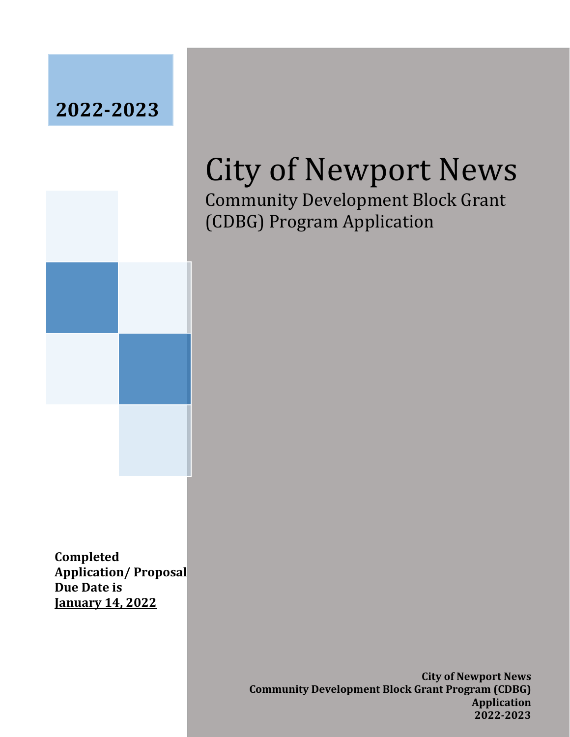**2022-2023**

# City of Newport News

## Community Development Block Grant (CDBG) Program Application

**Completed Application/ Proposal Due Date is <u>January 14, 2022</u>**

**City of Newport News**
**Community Development Block Grant Program (CDBG)**
**Application**
**2022-2023**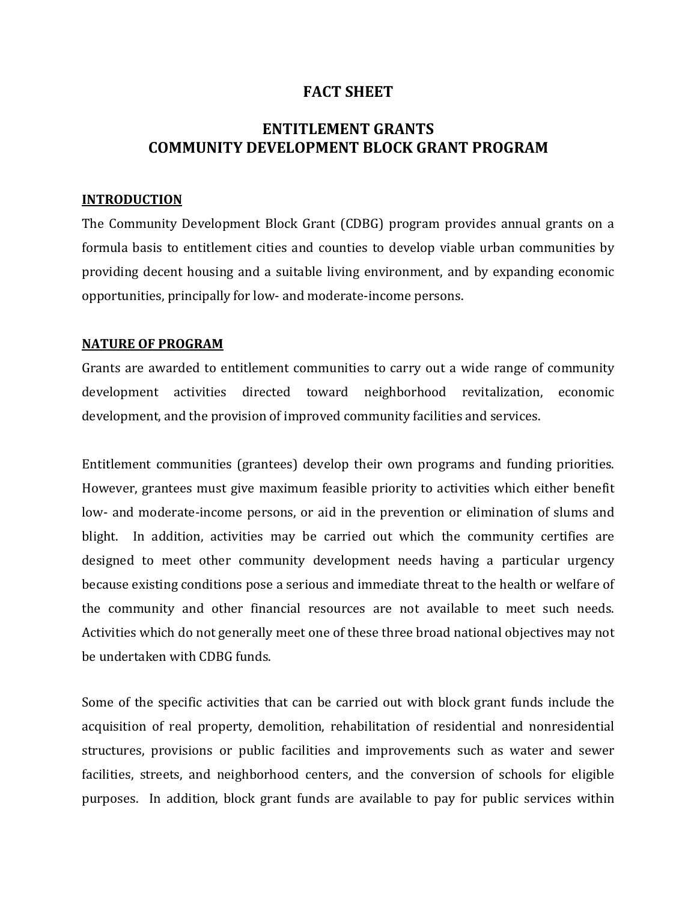# FACT SHEET

## ENTITLEMENT GRANTS
## COMMUNITY DEVELOPMENT BLOCK GRANT PROGRAM

**INTRODUCTION**

The Community Development Block Grant (CDBG) program provides annual grants on a formula basis to entitlement cities and counties to develop viable urban communities by providing decent housing and a suitable living environment, and by expanding economic opportunities, principally for low- and moderate-income persons.

**NATURE OF PROGRAM**

Grants are awarded to entitlement communities to carry out a wide range of community development activities directed toward neighborhood revitalization, economic development, and the provision of improved community facilities and services.

Entitlement communities (grantees) develop their own programs and funding priorities. However, grantees must give maximum feasible priority to activities which either benefit low- and moderate-income persons, or aid in the prevention or elimination of slums and blight. In addition, activities may be carried out which the community certifies are designed to meet other community development needs having a particular urgency because existing conditions pose a serious and immediate threat to the health or welfare of the community and other financial resources are not available to meet such needs. Activities which do not generally meet one of these three broad national objectives may not be undertaken with CDBG funds.

Some of the specific activities that can be carried out with block grant funds include the acquisition of real property, demolition, rehabilitation of residential and nonresidential structures, provisions or public facilities and improvements such as water and sewer facilities, streets, and neighborhood centers, and the conversion of schools for eligible purposes. In addition, block grant funds are available to pay for public services within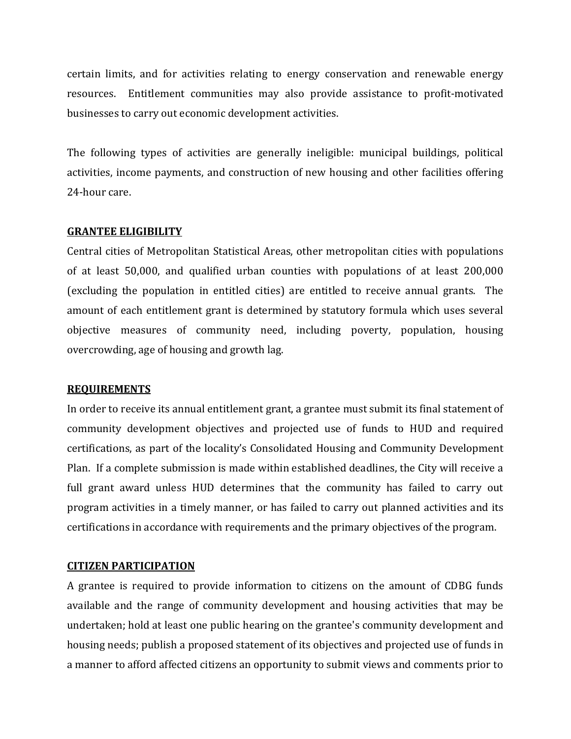certain limits, and for activities relating to energy conservation and renewable energy resources. Entitlement communities may also provide assistance to profit-motivated businesses to carry out economic development activities.

The following types of activities are generally ineligible: municipal buildings, political activities, income payments, and construction of new housing and other facilities offering 24-hour care.

**GRANTEE ELIGIBILITY**

Central cities of Metropolitan Statistical Areas, other metropolitan cities with populations of at least 50,000, and qualified urban counties with populations of at least 200,000 (excluding the population in entitled cities) are entitled to receive annual grants. The amount of each entitlement grant is determined by statutory formula which uses several objective measures of community need, including poverty, population, housing overcrowding, age of housing and growth lag.

**REQUIREMENTS**

In order to receive its annual entitlement grant, a grantee must submit its final statement of community development objectives and projected use of funds to HUD and required certifications, as part of the locality's Consolidated Housing and Community Development Plan. If a complete submission is made within established deadlines, the City will receive a full grant award unless HUD determines that the community has failed to carry out program activities in a timely manner, or has failed to carry out planned activities and its certifications in accordance with requirements and the primary objectives of the program.

**CITIZEN PARTICIPATION**

A grantee is required to provide information to citizens on the amount of CDBG funds available and the range of community development and housing activities that may be undertaken; hold at least one public hearing on the grantee's community development and housing needs; publish a proposed statement of its objectives and projected use of funds in a manner to afford affected citizens an opportunity to submit views and comments prior to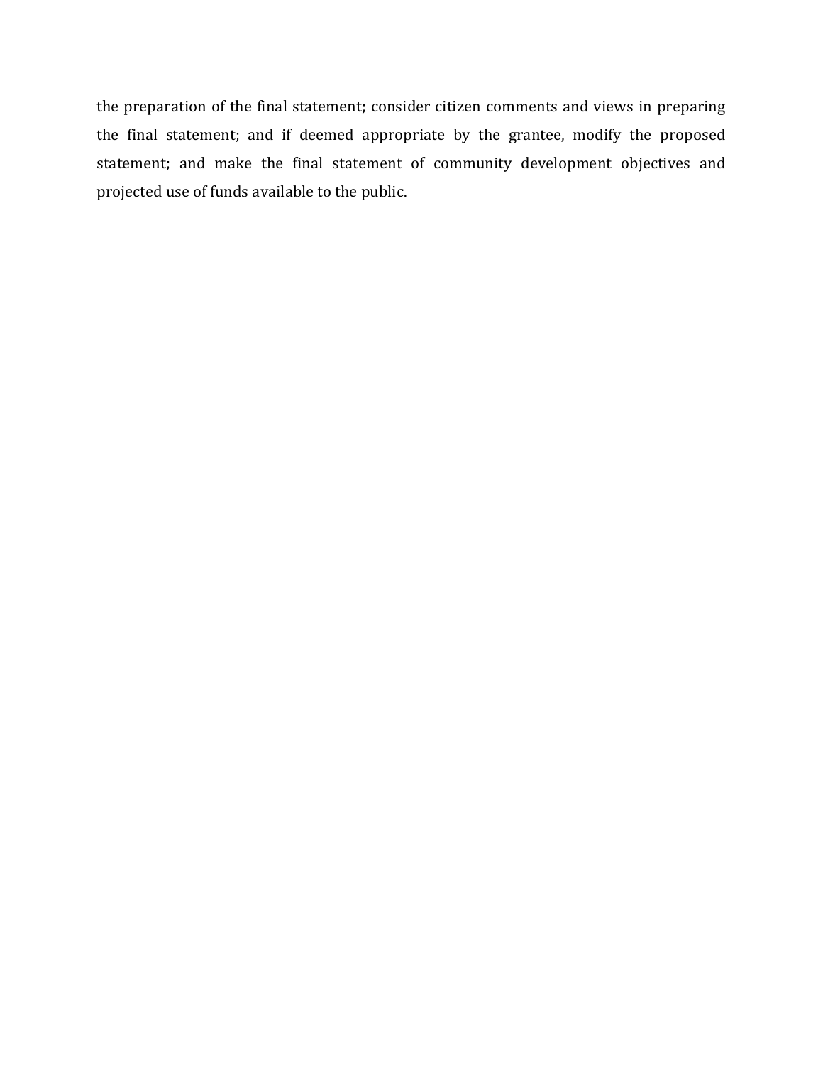the preparation of the final statement; consider citizen comments and views in preparing the final statement; and if deemed appropriate by the grantee, modify the proposed statement; and make the final statement of community development objectives and projected use of funds available to the public.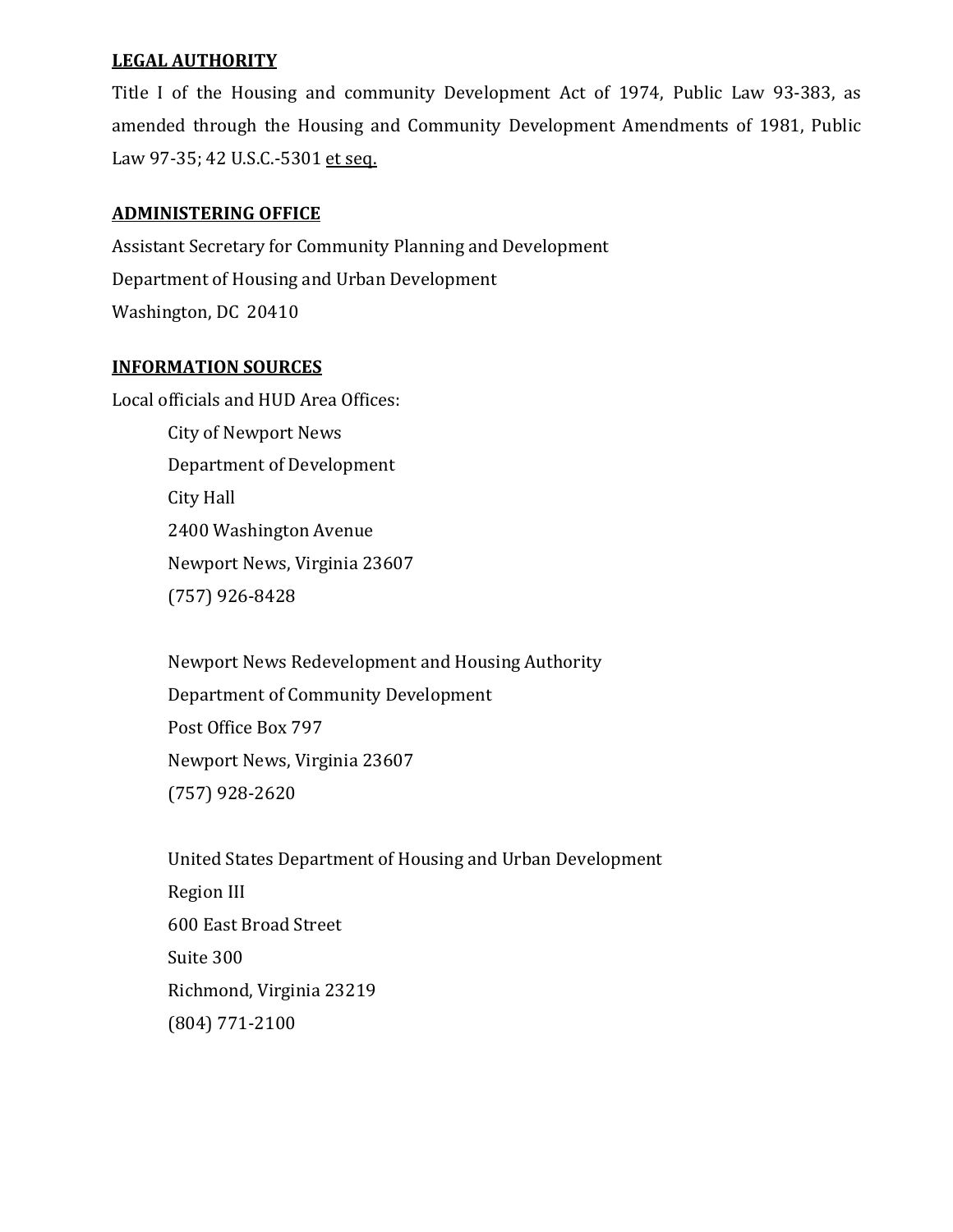**LEGAL AUTHORITY**

Title I of the Housing and community Development Act of 1974, Public Law 93-383, as amended through the Housing and Community Development Amendments of 1981, Public Law 97-35; 42 U.S.C.-5301 et seq.

**ADMINISTERING OFFICE**

Assistant Secretary for Community Planning and Development
Department of Housing and Urban Development
Washington, DC 20410

**INFORMATION SOURCES**

Local officials and HUD Area Offices:

City of Newport News
Department of Development
City Hall
2400 Washington Avenue
Newport News, Virginia 23607
(757) 926-8428

Newport News Redevelopment and Housing Authority
Department of Community Development
Post Office Box 797
Newport News, Virginia 23607
(757) 928-2620

United States Department of Housing and Urban Development
Region III
600 East Broad Street
Suite 300
Richmond, Virginia 23219
(804) 771-2100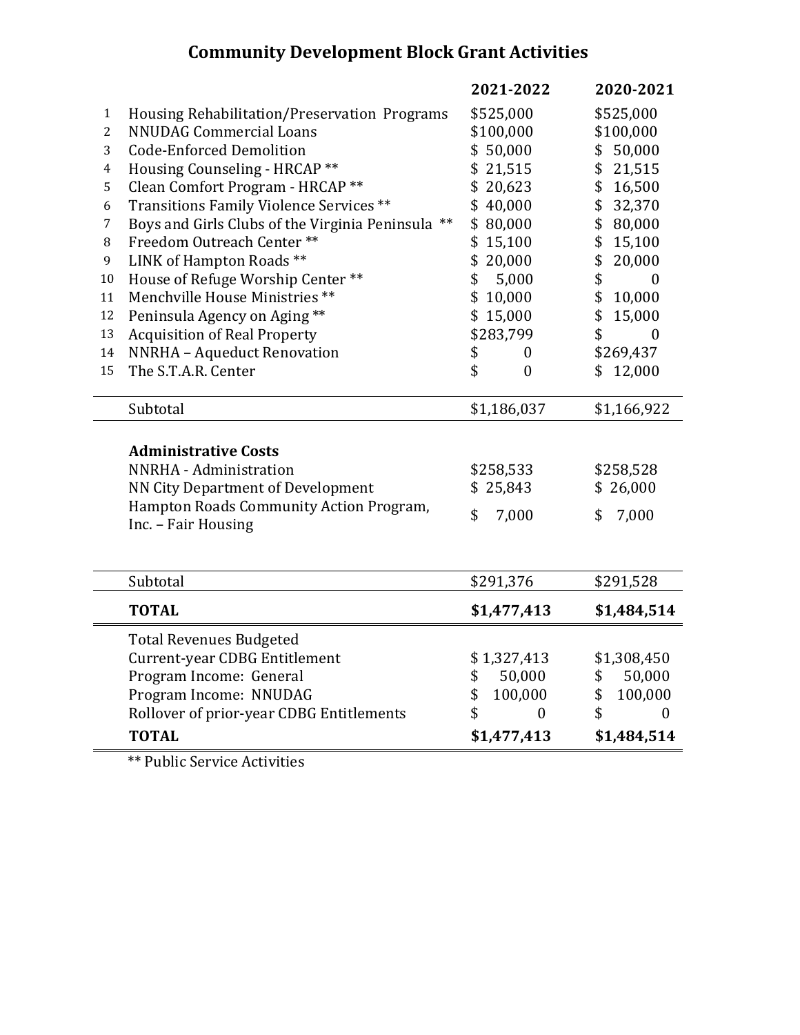# Community Development Block Grant Activities

| # | | 2021-2022 | 2020-2021 |
|---|---|---|---|
| 1 | Housing Rehabilitation/Preservation Programs | $525,000 | $525,000 |
| 2 | NNUDAG Commercial Loans | $100,000 | $100,000 |
| 3 | Code-Enforced Demolition | $ 50,000 | $ 50,000 |
| 4 | Housing Counseling - HRCAP ** | $ 21,515 | $ 21,515 |
| 5 | Clean Comfort Program - HRCAP ** | $ 20,623 | $ 16,500 |
| 6 | Transitions Family Violence Services ** | $ 40,000 | $ 32,370 |
| 7 | Boys and Girls Clubs of the Virginia Peninsula ** | $ 80,000 | $ 80,000 |
| 8 | Freedom Outreach Center ** | $ 15,100 | $ 15,100 |
| 9 | LINK of Hampton Roads ** | $ 20,000 | $ 20,000 |
| 10 | House of Refuge Worship Center ** | $ 5,000 | $ 0 |
| 11 | Menchville House Ministries ** | $ 10,000 | $ 10,000 |
| 12 | Peninsula Agency on Aging ** | $ 15,000 | $ 15,000 |
| 13 | Acquisition of Real Property | $283,799 | $ 0 |
| 14 | NNRHA – Aqueduct Renovation | $ 0 | $269,437 |
| 15 | The S.T.A.R. Center | $ 0 | $ 12,000 |
| | Subtotal | $1,186,037 | $1,166,922 |
| | **Administrative Costs** | | |
| | NNRHA - Administration | $258,533 | $258,528 |
| | NN City Department of Development | $ 25,843 | $ 26,000 |
| | Hampton Roads Community Action Program, Inc. – Fair Housing | $ 7,000 | $ 7,000 |
| | Subtotal | $291,376 | $291,528 |
| | **TOTAL** | **$1,477,413** | **$1,484,514** |
| | Total Revenues Budgeted | | |
| | Current-year CDBG Entitlement | $ 1,327,413 | $1,308,450 |
| | Program Income: General | $ 50,000 | $ 50,000 |
| | Program Income: NNUDAG | $ 100,000 | $ 100,000 |
| | Rollover of prior-year CDBG Entitlements | $ 0 | $ 0 |
| | **TOTAL** | **$1,477,413** | **$1,484,514** |

** Public Service Activities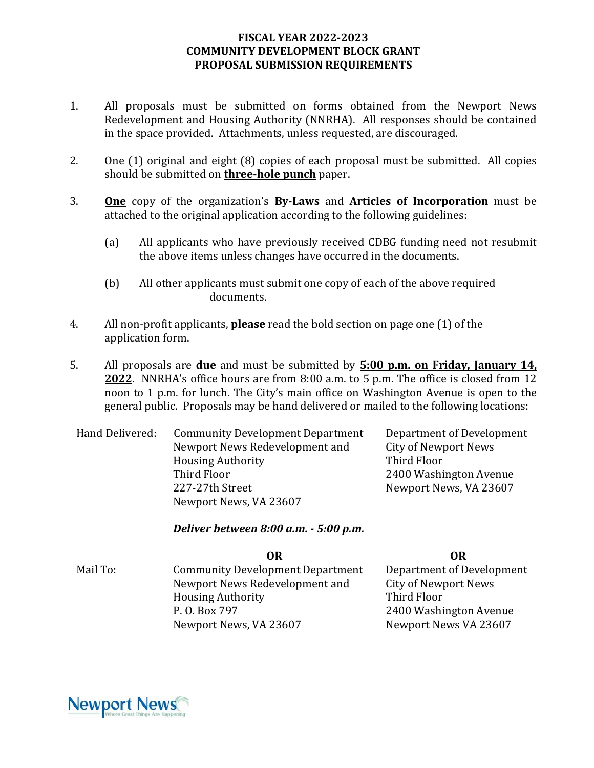# FISCAL YEAR 2022-2023
# COMMUNITY DEVELOPMENT BLOCK GRANT
# PROPOSAL SUBMISSION REQUIREMENTS

1. All proposals must be submitted on forms obtained from the Newport News Redevelopment and Housing Authority (NNRHA). All responses should be contained in the space provided. Attachments, unless requested, are discouraged.

2. One (1) original and eight (8) copies of each proposal must be submitted. All copies should be submitted on **three-hole punch** paper.

3. **One** copy of the organization's **By-Laws** and **Articles of Incorporation** must be attached to the original application according to the following guidelines:

   (a) All applicants who have previously received CDBG funding need not resubmit the above items unless changes have occurred in the documents.

   (b) All other applicants must submit one copy of each of the above required documents.

4. All non-profit applicants, **please** read the bold section on page one (1) of the application form.

5. All proposals are **due** and must be submitted by **5:00 p.m. on Friday, January 14, 2022**. NNRHA's office hours are from 8:00 a.m. to 5 p.m. The office is closed from 12 noon to 1 p.m. for lunch. The City's main office on Washington Avenue is open to the general public. Proposals may be hand delivered or mailed to the following locations:

Hand Delivered:

Community Development Department
Newport News Redevelopment and Housing Authority
Third Floor
227-27th Street
Newport News, VA 23607

Department of Development
City of Newport News
Third Floor
2400 Washington Avenue
Newport News, VA 23607

***Deliver between 8:00 a.m. - 5:00 p.m.***

**OR**

Mail To:

Community Development Department
Newport News Redevelopment and Housing Authority
P. O. Box 797
Newport News, VA 23607

**OR**

Department of Development
City of Newport News
Third Floor
2400 Washington Avenue
Newport News VA 23607

Newport News
Where Great Things Are Happening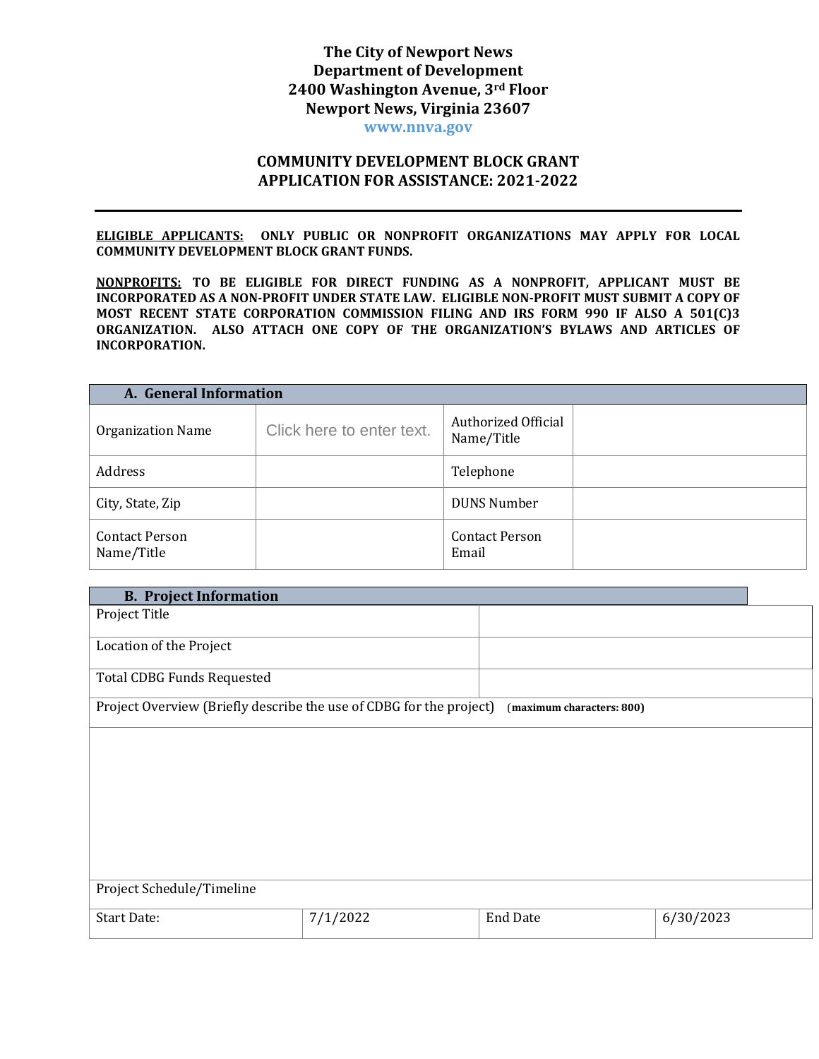**The City of Newport News**
**Department of Development**
**2400 Washington Avenue, 3rd Floor**
**Newport News, Virginia 23607**
**www.nnva.gov**

## COMMUNITY DEVELOPMENT BLOCK GRANT APPLICATION FOR ASSISTANCE: 2021-2022

**ELIGIBLE APPLICANTS: ONLY PUBLIC OR NONPROFIT ORGANIZATIONS MAY APPLY FOR LOCAL COMMUNITY DEVELOPMENT BLOCK GRANT FUNDS.**

**NONPROFITS: TO BE ELIGIBLE FOR DIRECT FUNDING AS A NONPROFIT, APPLICANT MUST BE INCORPORATED AS A NON-PROFIT UNDER STATE LAW. ELIGIBLE NON-PROFIT MUST SUBMIT A COPY OF MOST RECENT STATE CORPORATION COMMISSION FILING AND IRS FORM 990 IF ALSO A 501(C)3 ORGANIZATION. ALSO ATTACH ONE COPY OF THE ORGANIZATION'S BYLAWS AND ARTICLES OF INCORPORATION.**

| **A. General Information** | | | |
|---|---|---|---|
| Organization Name | Click here to enter text. | Authorized Official Name/Title | |
| Address | | Telephone | |
| City, State, Zip | | DUNS Number | |
| Contact Person Name/Title | | Contact Person Email | |

| **B. Project Information** | | | |
|---|---|---|---|
| Project Title | | | |
| Location of the Project | | | |
| Total CDBG Funds Requested | | | |
| Project Overview (Briefly describe the use of CDBG for the project) **(maximum characters: 800)** | | | |
| | | | |
| Project Schedule/Timeline | | | |
| Start Date: | 7/1/2022 | End Date | 6/30/2023 |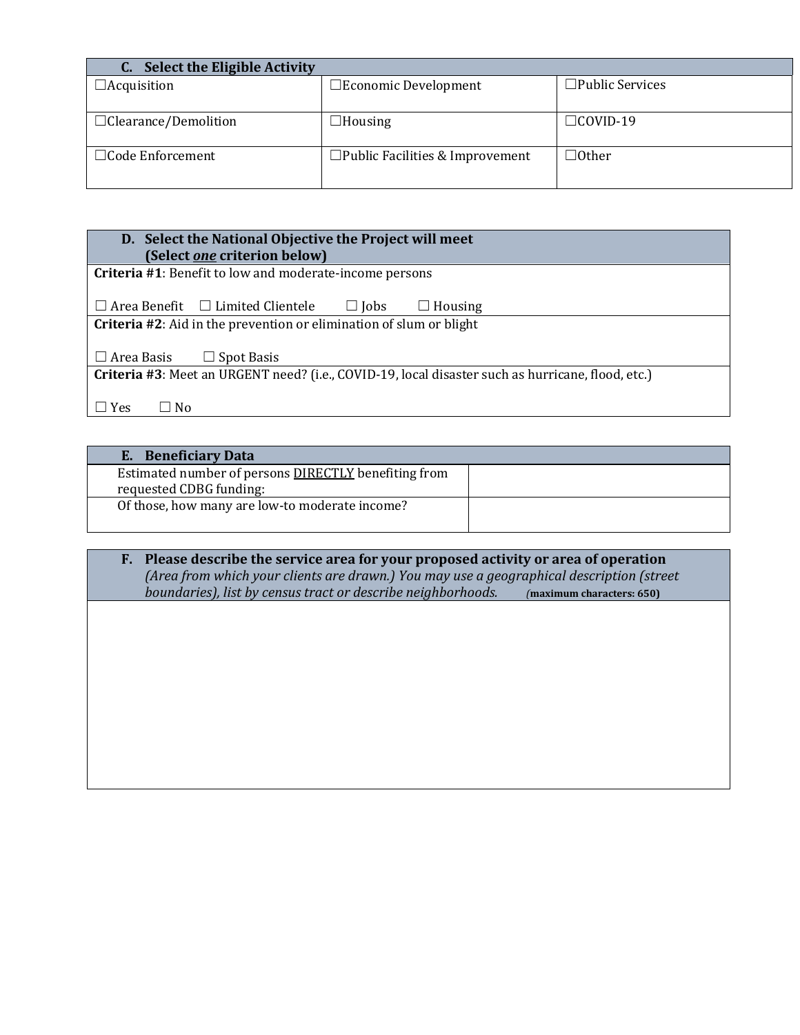| **C. Select the Eligible Activity** | | |
|---|---|---|
| ☐Acquisition | ☐Economic Development | ☐Public Services |
| ☐Clearance/Demolition | ☐Housing | ☐COVID-19 |
| ☐Code Enforcement | ☐Public Facilities & Improvement | ☐Other |

| **D. Select the National Objective the Project will meet (Select *one* criterion below)** |
|---|
| **Criteria #1**: Benefit to low and moderate-income persons<br><br>☐ Area Benefit ☐ Limited Clientele ☐ Jobs ☐ Housing |
| **Criteria #2**: Aid in the prevention or elimination of slum or blight<br><br>☐ Area Basis ☐ Spot Basis |
| **Criteria #3**: Meet an URGENT need? (i.e., COVID-19, local disaster such as hurricane, flood, etc.)<br><br>☐ Yes ☐ No |

| **E. Beneficiary Data** | |
|---|---|
| Estimated number of persons DIRECTLY benefiting from requested CDBG funding: | |
| Of those, how many are low-to moderate income? | |

| **F. Please describe the service area for your proposed activity or area of operation** *(Area from which your clients are drawn.) You may use a geographical description (street boundaries), list by census tract or describe neighborhoods.* (**maximum characters: 650)** |
|---|
| |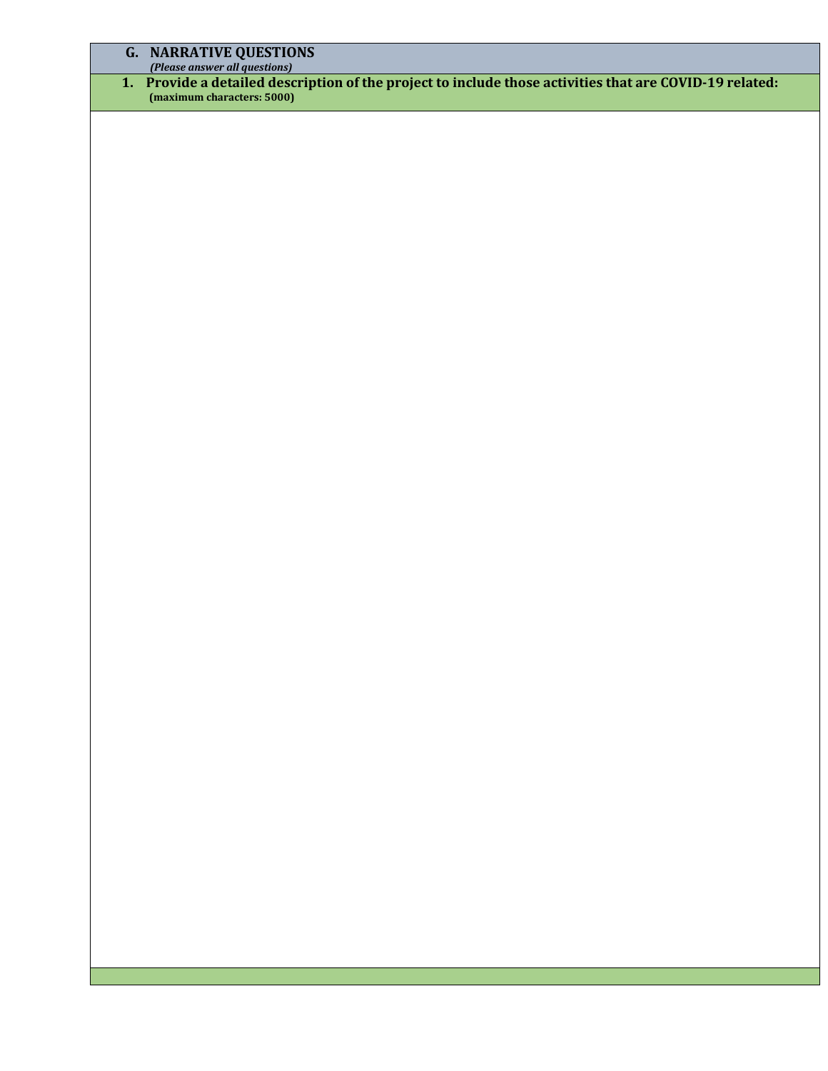## G. NARRATIVE QUESTIONS

*(Please answer all questions)*

**1. Provide a detailed description of the project to include those activities that are COVID-19 related:**
**(maximum characters: 5000)**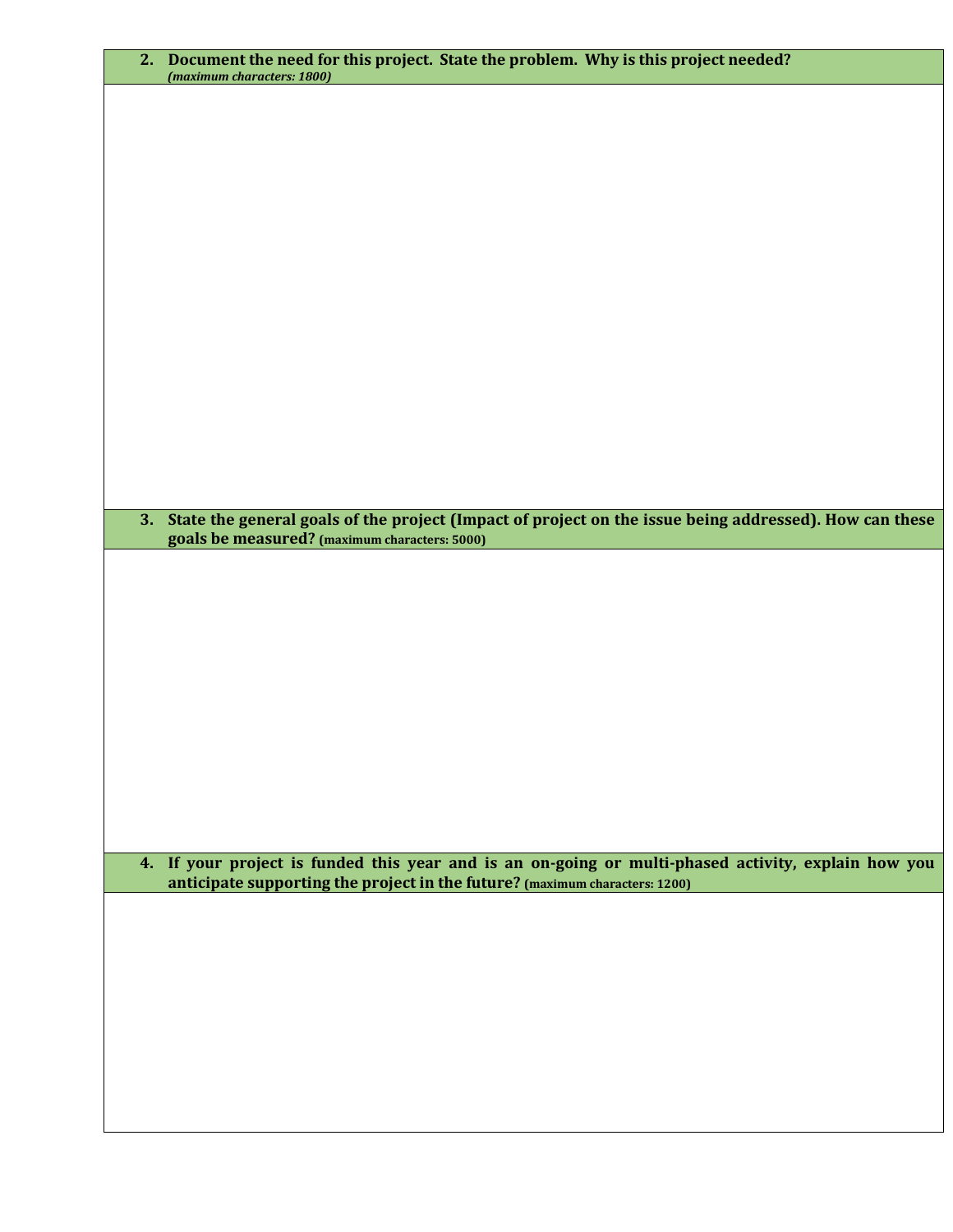**2. Document the need for this project. State the problem. Why is this project needed?**
***(maximum characters: 1800)***

**3. State the general goals of the project (Impact of project on the issue being addressed). How can these goals be measured? (maximum characters: 5000)**

**4. If your project is funded this year and is an on-going or multi-phased activity, explain how you anticipate supporting the project in the future? (maximum characters: 1200)**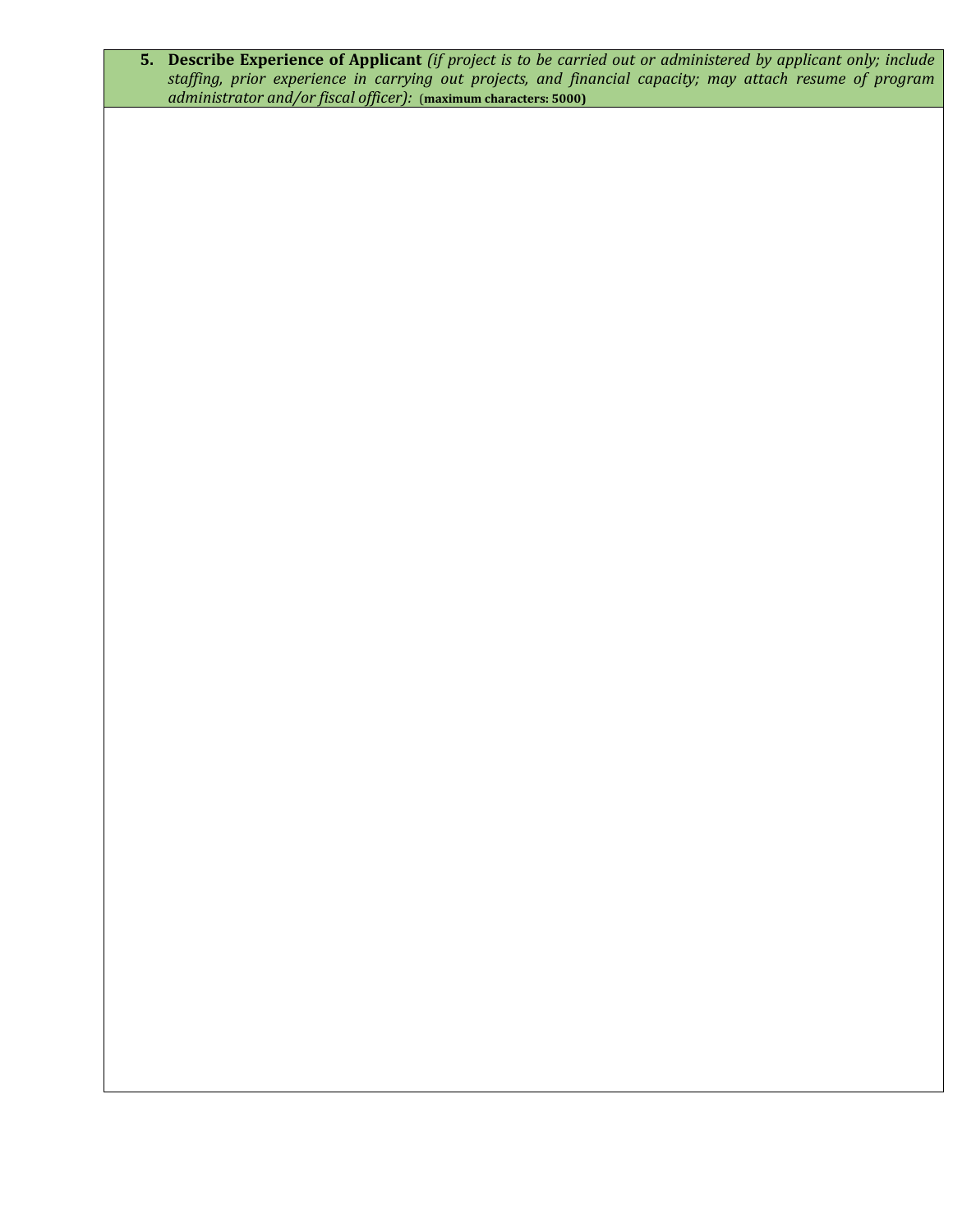5. **Describe Experience of Applicant** *(if project is to be carried out or administered by applicant only; include staffing, prior experience in carrying out projects, and financial capacity; may attach resume of program administrator and/or fiscal officer):* **(maximum characters: 5000)**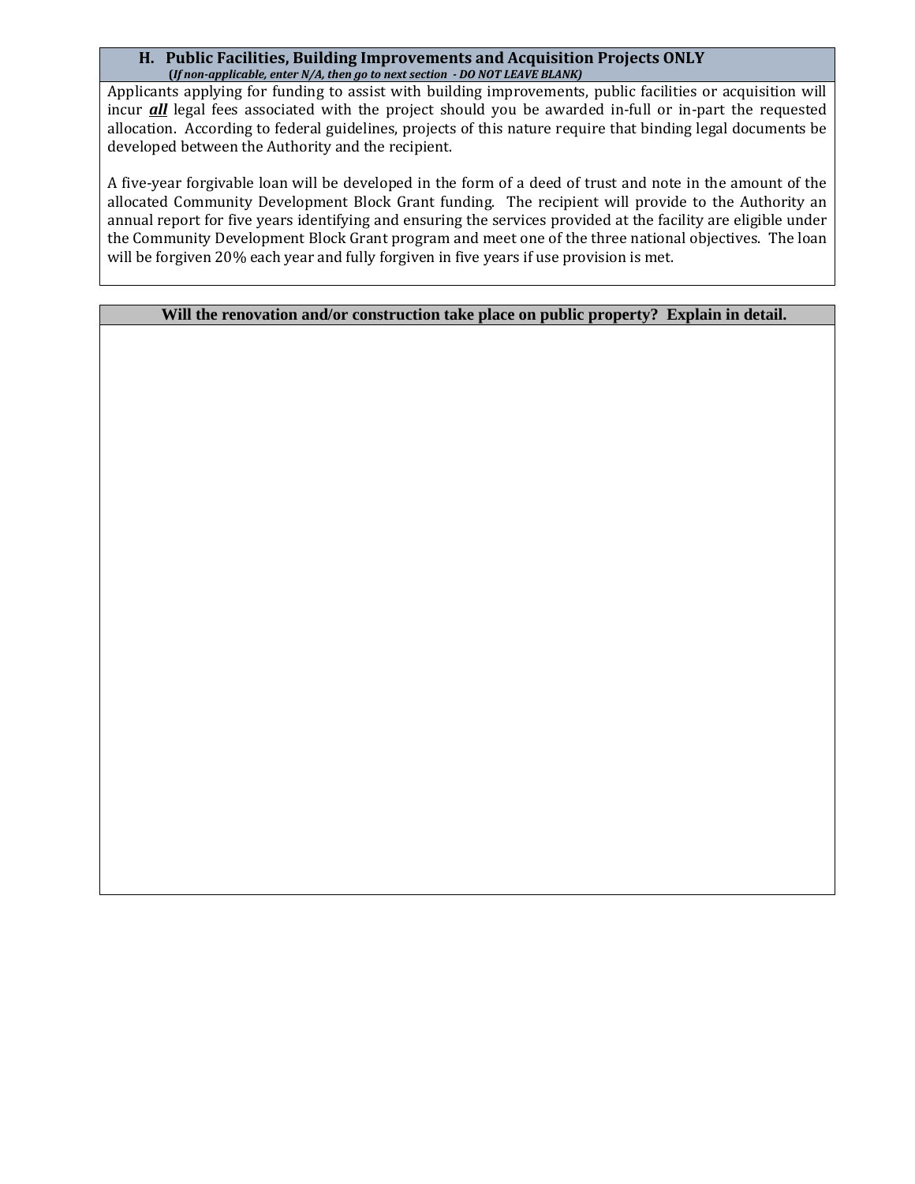## H. Public Facilities, Building Improvements and Acquisition Projects ONLY

***(If non-applicable, enter N/A, then go to next section - DO NOT LEAVE BLANK)***

Applicants applying for funding to assist with building improvements, public facilities or acquisition will incur ***all*** legal fees associated with the project should you be awarded in-full or in-part the requested allocation. According to federal guidelines, projects of this nature require that binding legal documents be developed between the Authority and the recipient.

A five-year forgivable loan will be developed in the form of a deed of trust and note in the amount of the allocated Community Development Block Grant funding. The recipient will provide to the Authority an annual report for five years identifying and ensuring the services provided at the facility are eligible under the Community Development Block Grant program and meet one of the three national objectives. The loan will be forgiven 20% each year and fully forgiven in five years if use provision is met.

| Will the renovation and/or construction take place on public property? Explain in detail. |
|---|
| |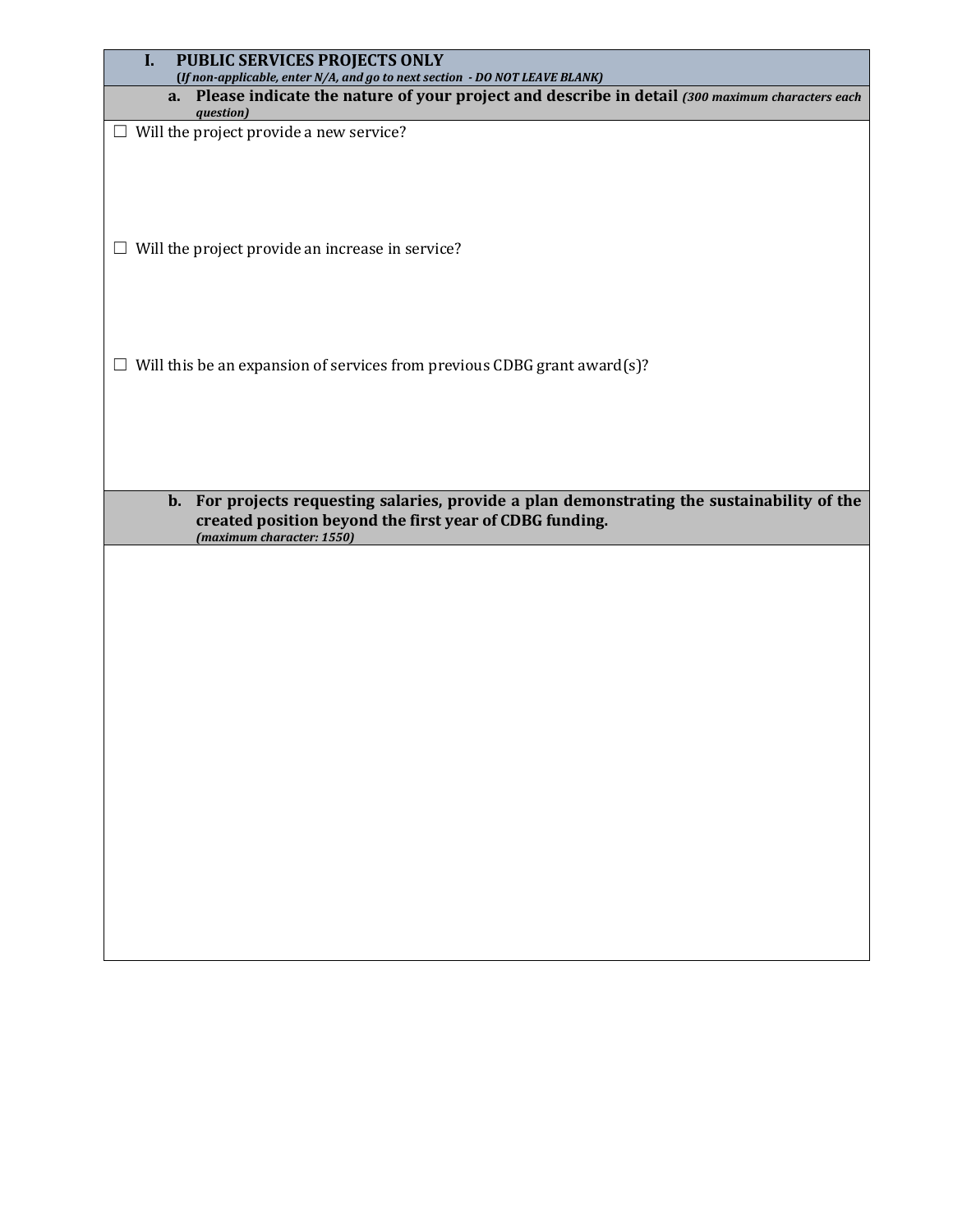## I. PUBLIC SERVICES PROJECTS ONLY

***(If non-applicable, enter N/A, and go to next section - DO NOT LEAVE BLANK)***

### a. Please indicate the nature of your project and describe in detail *(300 maximum characters each question)*

☐ Will the project provide a new service?

☐ Will the project provide an increase in service?

☐ Will this be an expansion of services from previous CDBG grant award(s)?

### b. For projects requesting salaries, provide a plan demonstrating the sustainability of the created position beyond the first year of CDBG funding.

***(maximum character: 1550)***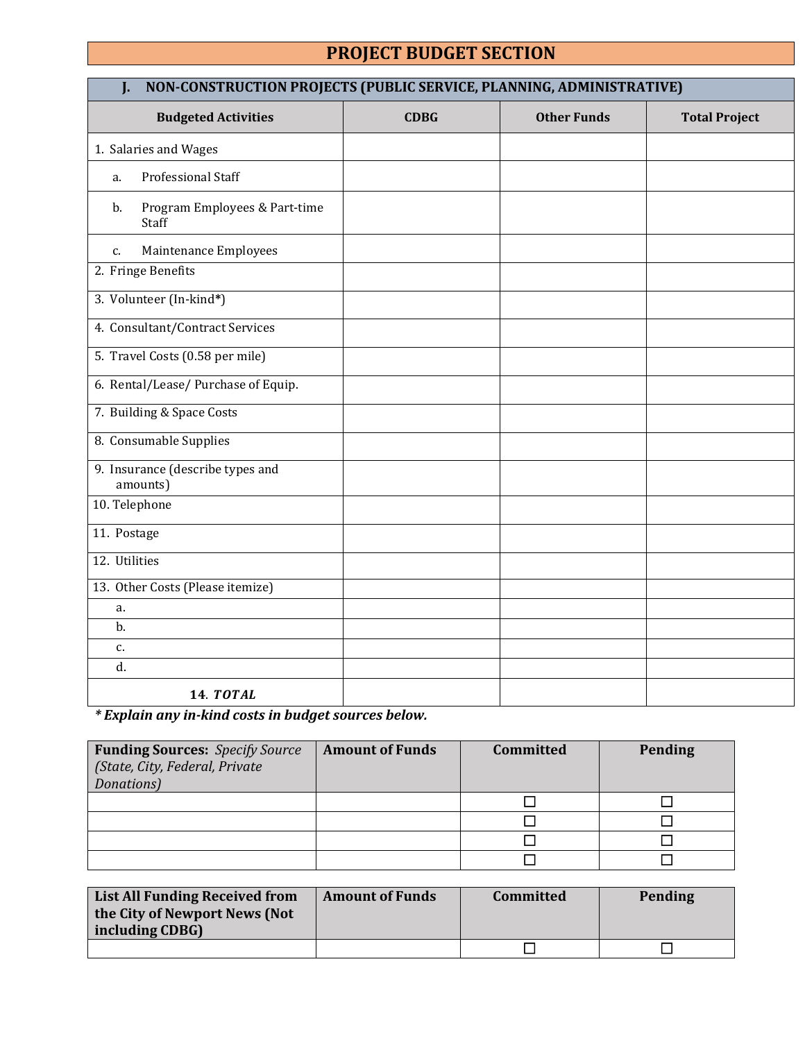# PROJECT BUDGET SECTION

## J. NON-CONSTRUCTION PROJECTS (PUBLIC SERVICE, PLANNING, ADMINISTRATIVE)

| Budgeted Activities | CDBG | Other Funds | Total Project |
|---|---|---|---|
| 1. Salaries and Wages | | | |
| a. Professional Staff | | | |
| b. Program Employees & Part-time Staff | | | |
| c. Maintenance Employees | | | |
| 2. Fringe Benefits | | | |
| 3. Volunteer (In-kind*) | | | |
| 4. Consultant/Contract Services | | | |
| 5. Travel Costs (0.58 per mile) | | | |
| 6. Rental/Lease/ Purchase of Equip. | | | |
| 7. Building & Space Costs | | | |
| 8. Consumable Supplies | | | |
| 9. Insurance (describe types and amounts) | | | |
| 10. Telephone | | | |
| 11. Postage | | | |
| 12. Utilities | | | |
| 13. Other Costs (Please itemize) | | | |
| a. | | | |
| b. | | | |
| c. | | | |
| d. | | | |
| **14. *TOTAL*** | | | |

***\* Explain any in-kind costs in budget sources below.***

| **Funding Sources:** *Specify Source (State, City, Federal, Private Donations)* | **Amount of Funds** | **Committed** | **Pending** |
|---|---|---|---|
| | | ☐ | ☐ |
| | | ☐ | ☐ |
| | | ☐ | ☐ |
| | | ☐ | ☐ |

| **List All Funding Received from the City of Newport News (Not including CDBG)** | **Amount of Funds** | **Committed** | **Pending** |
|---|---|---|---|
| | | ☐ | ☐ |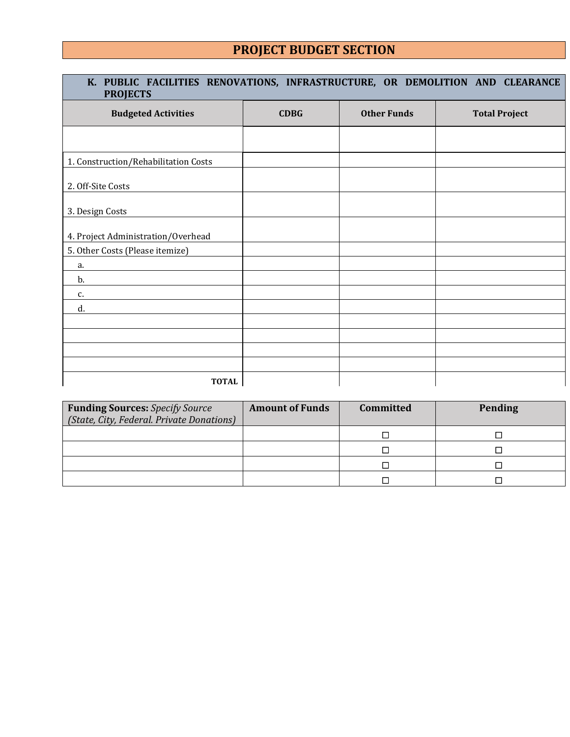# PROJECT BUDGET SECTION

## K. PUBLIC FACILITIES RENOVATIONS, INFRASTRUCTURE, OR DEMOLITION AND CLEARANCE PROJECTS

| Budgeted Activities | CDBG | Other Funds | Total Project |
|---|---|---|---|
| | | | |
| 1. Construction/Rehabilitation Costs | | | |
| 2. Off-Site Costs | | | |
| 3. Design Costs | | | |
| 4. Project Administration/Overhead | | | |
| 5. Other Costs (Please itemize) | | | |
| a. | | | |
| b. | | | |
| c. | | | |
| d. | | | |
| | | | |
| | | | |
| | | | |
| | | | |
| **TOTAL** | | | |

| **Funding Sources:** *Specify Source (State, City, Federal. Private Donations)* | Amount of Funds | Committed | Pending |
|---|---|---|---|
| | | ☐ | ☐ |
| | | ☐ | ☐ |
| | | ☐ | ☐ |
| | | ☐ | ☐ |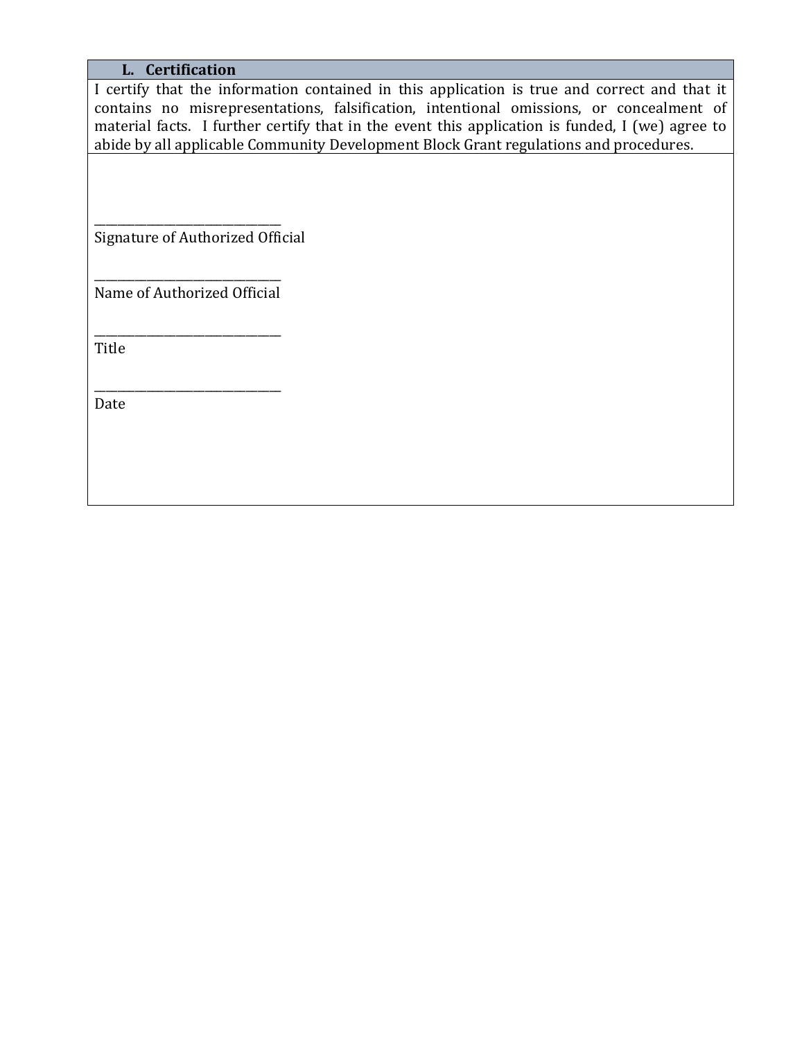## L. Certification

I certify that the information contained in this application is true and correct and that it contains no misrepresentations, falsification, intentional omissions, or concealment of material facts. I further certify that in the event this application is funded, I (we) agree to abide by all applicable Community Development Block Grant regulations and procedures.

______________________________
Signature of Authorized Official

______________________________
Name of Authorized Official

______________________________
Title

______________________________
Date